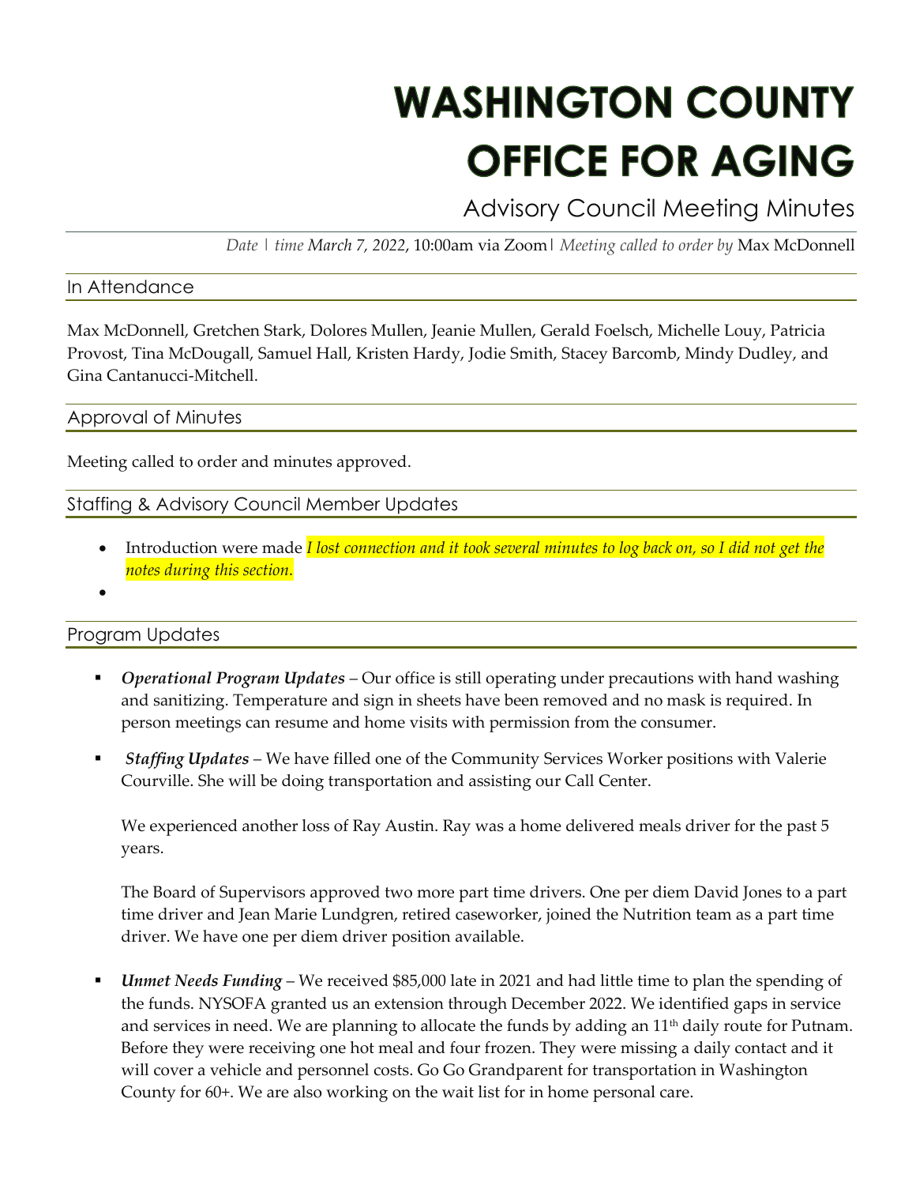# WASHINGTON COUNTY OFFICE FOR AGING

Advisory Council Meeting Minutes

*Date | time March 7, 2022*, 10:00am via Zoom| *Meeting called to order by* Max McDonnell

## In Attendance

Max McDonnell, Gretchen Stark, Dolores Mullen, Jeanie Mullen, Gerald Foelsch, Michelle Louy, Patricia Provost, Tina McDougall, Samuel Hall, Kristen Hardy, Jodie Smith, Stacey Barcomb, Mindy Dudley, and Gina Cantanucci-Mitchell.

## Approval of Minutes

Meeting called to order and minutes approved.

## Staffing & Advisory Council Member Updates

- Introduction were made *I lost connection and it took several minutes to log back on, so I did not get the notes during this section.*
- 

## Program Updates

- ***Operational Program Updates*** – Our office is still operating under precautions with hand washing and sanitizing. Temperature and sign in sheets have been removed and no mask is required. In person meetings can resume and home visits with permission from the consumer.

- ***Staffing Updates*** – We have filled one of the Community Services Worker positions with Valerie Courville. She will be doing transportation and assisting our Call Center.

  We experienced another loss of Ray Austin. Ray was a home delivered meals driver for the past 5 years.

  The Board of Supervisors approved two more part time drivers. One per diem David Jones to a part time driver and Jean Marie Lundgren, retired caseworker, joined the Nutrition team as a part time driver. We have one per diem driver position available.

- ***Unmet Needs Funding*** – We received $85,000 late in 2021 and had little time to plan the spending of the funds. NYSOFA granted us an extension through December 2022. We identified gaps in service and services in need. We are planning to allocate the funds by adding an 11th daily route for Putnam. Before they were receiving one hot meal and four frozen. They were missing a daily contact and it will cover a vehicle and personnel costs. Go Go Grandparent for transportation in Washington County for 60+. We are also working on the wait list for in home personal care.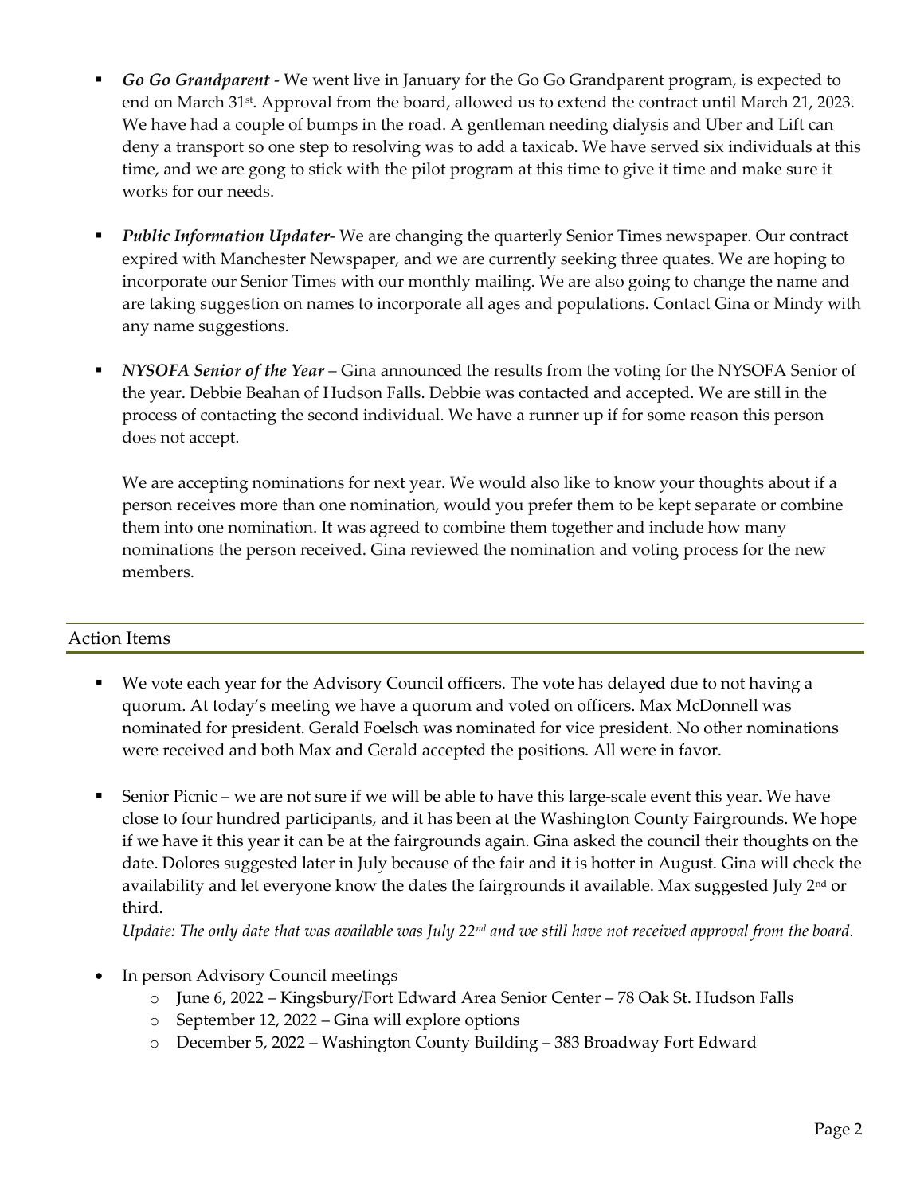- ***Go Go Grandparent*** - We went live in January for the Go Go Grandparent program, is expected to end on March 31st. Approval from the board, allowed us to extend the contract until March 21, 2023. We have had a couple of bumps in the road. A gentleman needing dialysis and Uber and Lift can deny a transport so one step to resolving was to add a taxicab. We have served six individuals at this time, and we are gong to stick with the pilot program at this time to give it time and make sure it works for our needs.

- ***Public Information Updater***- We are changing the quarterly Senior Times newspaper. Our contract expired with Manchester Newspaper, and we are currently seeking three quates. We are hoping to incorporate our Senior Times with our monthly mailing. We are also going to change the name and are taking suggestion on names to incorporate all ages and populations. Contact Gina or Mindy with any name suggestions.

- ***NYSOFA Senior of the Year*** – Gina announced the results from the voting for the NYSOFA Senior of the year. Debbie Beahan of Hudson Falls. Debbie was contacted and accepted. We are still in the process of contacting the second individual. We have a runner up if for some reason this person does not accept.

  We are accepting nominations for next year. We would also like to know your thoughts about if a person receives more than one nomination, would you prefer them to be kept separate or combine them into one nomination. It was agreed to combine them together and include how many nominations the person received. Gina reviewed the nomination and voting process for the new members.

## Action Items

- We vote each year for the Advisory Council officers. The vote has delayed due to not having a quorum. At today's meeting we have a quorum and voted on officers. Max McDonnell was nominated for president. Gerald Foelsch was nominated for vice president. No other nominations were received and both Max and Gerald accepted the positions. All were in favor.

- Senior Picnic – we are not sure if we will be able to have this large-scale event this year. We have close to four hundred participants, and it has been at the Washington County Fairgrounds. We hope if we have it this year it can be at the fairgrounds again. Gina asked the council their thoughts on the date. Dolores suggested later in July because of the fair and it is hotter in August. Gina will check the availability and let everyone know the dates the fairgrounds it available. Max suggested July 2nd or third.

  *Update: The only date that was available was July 22nd and we still have not received approval from the board.*

- In person Advisory Council meetings
  - June 6, 2022 – Kingsbury/Fort Edward Area Senior Center – 78 Oak St. Hudson Falls
  - September 12, 2022 – Gina will explore options
  - December 5, 2022 – Washington County Building – 383 Broadway Fort Edward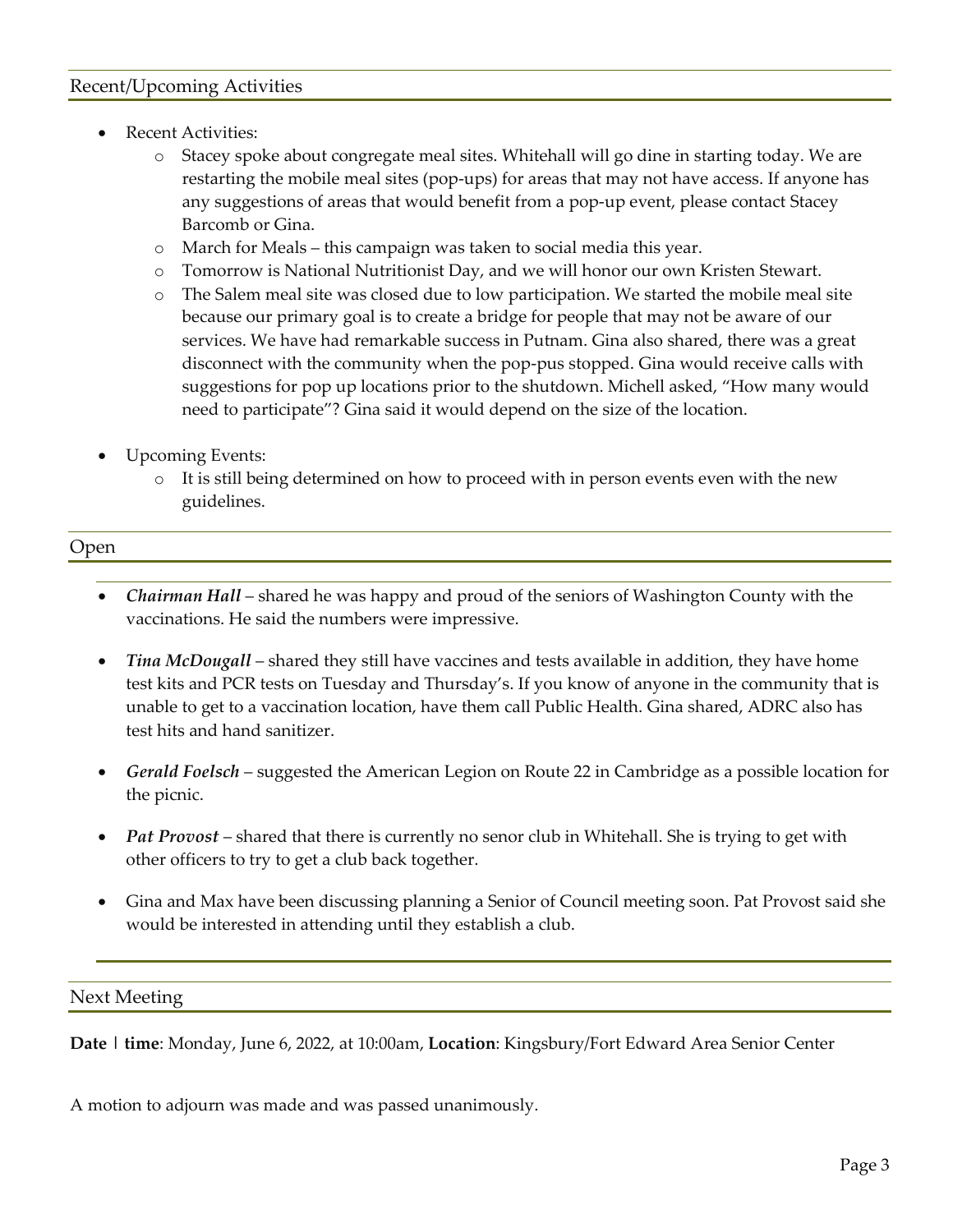## Recent/Upcoming Activities

- Recent Activities:
  - Stacey spoke about congregate meal sites. Whitehall will go dine in starting today. We are restarting the mobile meal sites (pop-ups) for areas that may not have access. If anyone has any suggestions of areas that would benefit from a pop-up event, please contact Stacey Barcomb or Gina.
  - March for Meals – this campaign was taken to social media this year.
  - Tomorrow is National Nutritionist Day, and we will honor our own Kristen Stewart.
  - The Salem meal site was closed due to low participation. We started the mobile meal site because our primary goal is to create a bridge for people that may not be aware of our services. We have had remarkable success in Putnam. Gina also shared, there was a great disconnect with the community when the pop-pus stopped. Gina would receive calls with suggestions for pop up locations prior to the shutdown. Michell asked, "How many would need to participate"? Gina said it would depend on the size of the location.

- Upcoming Events:
  - It is still being determined on how to proceed with in person events even with the new guidelines.

## Open

- ***Chairman Hall*** – shared he was happy and proud of the seniors of Washington County with the vaccinations. He said the numbers were impressive.

- ***Tina McDougall*** – shared they still have vaccines and tests available in addition, they have home test kits and PCR tests on Tuesday and Thursday's. If you know of anyone in the community that is unable to get to a vaccination location, have them call Public Health. Gina shared, ADRC also has test hits and hand sanitizer.

- ***Gerald Foelsch*** – suggested the American Legion on Route 22 in Cambridge as a possible location for the picnic.

- ***Pat Provost*** – shared that there is currently no senor club in Whitehall. She is trying to get with other officers to try to get a club back together.

- Gina and Max have been discussing planning a Senior of Council meeting soon. Pat Provost said she would be interested in attending until they establish a club.

## Next Meeting

**Date | time**: Monday, June 6, 2022, at 10:00am, **Location**: Kingsbury/Fort Edward Area Senior Center

A motion to adjourn was made and was passed unanimously.